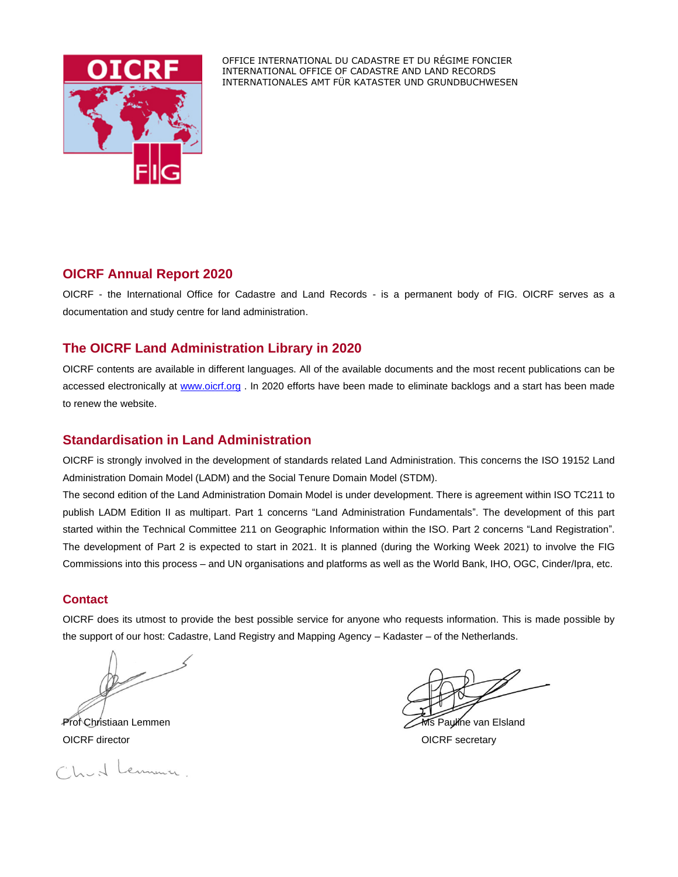OFFICE INTERNATIONAL DU CADASTRE ET DU RÉGIME FONCIER
INTERNATIONAL OFFICE OF CADASTRE AND LAND RECORDS
INTERNATIONALES AMT FÜR KATASTER UND GRUNDBUCHWESEN

## OICRF Annual Report 2020

OICRF - the International Office for Cadastre and Land Records - is a permanent body of FIG. OICRF serves as a documentation and study centre for land administration.

## The OICRF Land Administration Library in 2020

OICRF contents are available in different languages. All of the available documents and the most recent publications can be accessed electronically at www.oicrf.org . In 2020 efforts have been made to eliminate backlogs and a start has been made to renew the website.

## Standardisation in Land Administration

OICRF is strongly involved in the development of standards related Land Administration. This concerns the ISO 19152 Land Administration Domain Model (LADM) and the Social Tenure Domain Model (STDM).

The second edition of the Land Administration Domain Model is under development. There is agreement within ISO TC211 to publish LADM Edition II as multipart. Part 1 concerns "Land Administration Fundamentals". The development of this part started within the Technical Committee 211 on Geographic Information within the ISO. Part 2 concerns "Land Registration". The development of Part 2 is expected to start in 2021. It is planned (during the Working Week 2021) to involve the FIG Commissions into this process – and UN organisations and platforms as well as the World Bank, IHO, OGC, Cinder/Ipra, etc.

## Contact

OICRF does its utmost to provide the best possible service for anyone who requests information. This is made possible by the support of our host: Cadastre, Land Registry and Mapping Agency – Kadaster – of the Netherlands.

Prof Christiaan Lemmen
OICRF director

Ms Pauline van Elsland
OICRF secretary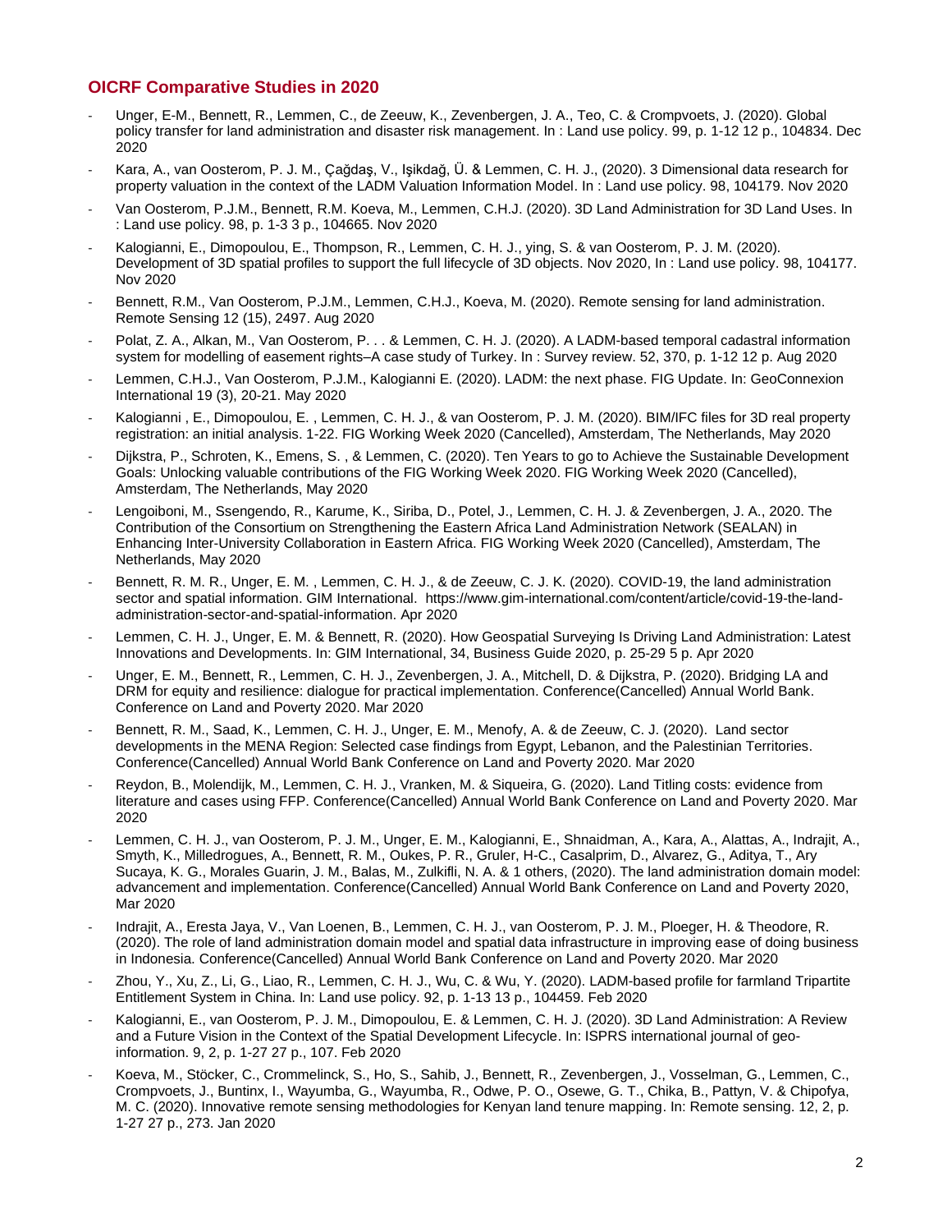## OICRF Comparative Studies in 2020

- Unger, E-M., Bennett, R., Lemmen, C., de Zeeuw, K., Zevenbergen, J. A., Teo, C. & Crompvoets, J. (2020). Global policy transfer for land administration and disaster risk management. In : Land use policy. 99, p. 1-12 12 p., 104834. Dec 2020
- Kara, A., van Oosterom, P. J. M., Çağdaş, V., Işıkdağ, Ü. & Lemmen, C. H. J., (2020). 3 Dimensional data research for property valuation in the context of the LADM Valuation Information Model. In : Land use policy. 98, 104179. Nov 2020
- Van Oosterom, P.J.M., Bennett, R.M. Koeva, M., Lemmen, C.H.J. (2020). 3D Land Administration for 3D Land Uses. In : Land use policy. 98, p. 1-3 3 p., 104665. Nov 2020
- Kalogianni, E., Dimopoulou, E., Thompson, R., Lemmen, C. H. J., ying, S. & van Oosterom, P. J. M. (2020). Development of 3D spatial profiles to support the full lifecycle of 3D objects. Nov 2020, In : Land use policy. 98, 104177. Nov 2020
- Bennett, R.M., Van Oosterom, P.J.M., Lemmen, C.H.J., Koeva, M. (2020). Remote sensing for land administration. Remote Sensing 12 (15), 2497. Aug 2020
- Polat, Z. A., Alkan, M., Van Oosterom, P. . . & Lemmen, C. H. J. (2020). A LADM-based temporal cadastral information system for modelling of easement rights–A case study of Turkey. In : Survey review. 52, 370, p. 1-12 12 p. Aug 2020
- Lemmen, C.H.J., Van Oosterom, P.J.M., Kalogianni E. (2020). LADM: the next phase. FIG Update. In: GeoConnexion International 19 (3), 20-21. May 2020
- Kalogianni , E., Dimopoulou, E. , Lemmen, C. H. J., & van Oosterom, P. J. M. (2020). BIM/IFC files for 3D real property registration: an initial analysis. 1-22. FIG Working Week 2020 (Cancelled), Amsterdam, The Netherlands, May 2020
- Dijkstra, P., Schroten, K., Emens, S. , & Lemmen, C. (2020). Ten Years to go to Achieve the Sustainable Development Goals: Unlocking valuable contributions of the FIG Working Week 2020. FIG Working Week 2020 (Cancelled), Amsterdam, The Netherlands, May 2020
- Lengoiboni, M., Ssengendo, R., Karume, K., Siriba, D., Potel, J., Lemmen, C. H. J. & Zevenbergen, J. A., 2020. The Contribution of the Consortium on Strengthening the Eastern Africa Land Administration Network (SEALAN) in Enhancing Inter-University Collaboration in Eastern Africa. FIG Working Week 2020 (Cancelled), Amsterdam, The Netherlands, May 2020
- Bennett, R. M. R., Unger, E. M. , Lemmen, C. H. J., & de Zeeuw, C. J. K. (2020). COVID-19, the land administration sector and spatial information. GIM International. https://www.gim-international.com/content/article/covid-19-the-land-administration-sector-and-spatial-information. Apr 2020
- Lemmen, C. H. J., Unger, E. M. & Bennett, R. (2020). How Geospatial Surveying Is Driving Land Administration: Latest Innovations and Developments. In: GIM International, 34, Business Guide 2020, p. 25-29 5 p. Apr 2020
- Unger, E. M., Bennett, R., Lemmen, C. H. J., Zevenbergen, J. A., Mitchell, D. & Dijkstra, P. (2020). Bridging LA and DRM for equity and resilience: dialogue for practical implementation. Conference(Cancelled) Annual World Bank. Conference on Land and Poverty 2020. Mar 2020
- Bennett, R. M., Saad, K., Lemmen, C. H. J., Unger, E. M., Menofy, A. & de Zeeuw, C. J. (2020). Land sector developments in the MENA Region: Selected case findings from Egypt, Lebanon, and the Palestinian Territories. Conference(Cancelled) Annual World Bank Conference on Land and Poverty 2020. Mar 2020
- Reydon, B., Molendijk, M., Lemmen, C. H. J., Vranken, M. & Siqueira, G. (2020). Land Titling costs: evidence from literature and cases using FFP. Conference(Cancelled) Annual World Bank Conference on Land and Poverty 2020. Mar 2020
- Lemmen, C. H. J., van Oosterom, P. J. M., Unger, E. M., Kalogianni, E., Shnaidman, A., Kara, A., Alattas, A., Indrajit, A., Smyth, K., Milledrogues, A., Bennett, R. M., Oukes, P. R., Gruler, H-C., Casalprim, D., Alvarez, G., Aditya, T., Ary Sucaya, K. G., Morales Guarin, J. M., Balas, M., Zulkifli, N. A. & 1 others, (2020). The land administration domain model: advancement and implementation. Conference(Cancelled) Annual World Bank Conference on Land and Poverty 2020, Mar 2020
- Indrajit, A., Eresta Jaya, V., Van Loenen, B., Lemmen, C. H. J., van Oosterom, P. J. M., Ploeger, H. & Theodore, R. (2020). The role of land administration domain model and spatial data infrastructure in improving ease of doing business in Indonesia. Conference(Cancelled) Annual World Bank Conference on Land and Poverty 2020. Mar 2020
- Zhou, Y., Xu, Z., Li, G., Liao, R., Lemmen, C. H. J., Wu, C. & Wu, Y. (2020). LADM-based profile for farmland Tripartite Entitlement System in China. In: Land use policy. 92, p. 1-13 13 p., 104459. Feb 2020
- Kalogianni, E., van Oosterom, P. J. M., Dimopoulou, E. & Lemmen, C. H. J. (2020). 3D Land Administration: A Review and a Future Vision in the Context of the Spatial Development Lifecycle. In: ISPRS international journal of geo-information. 9, 2, p. 1-27 27 p., 107. Feb 2020
- Koeva, M., Stöcker, C., Crommelinck, S., Ho, S., Sahib, J., Bennett, R., Zevenbergen, J., Vosselman, G., Lemmen, C., Crompvoets, J., Buntinx, I., Wayumba, G., Wayumba, R., Odwe, P. O., Osewe, G. T., Chika, B., Pattyn, V. & Chipofya, M. C. (2020). Innovative remote sensing methodologies for Kenyan land tenure mapping. In: Remote sensing. 12, 2, p. 1-27 27 p., 273. Jan 2020